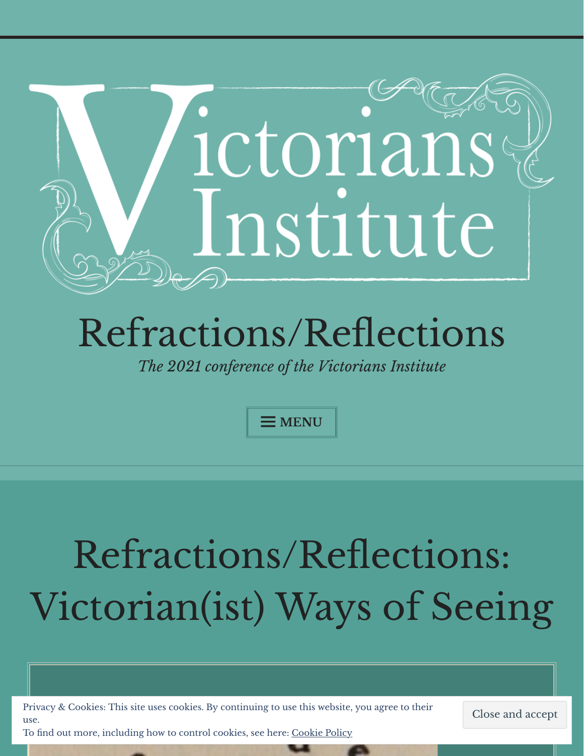# Victorians Institute

# Refractions/Reflections

*The 2021 conference of the Victorians Institute*

MENU

# Refractions/Reflections: Victorian(ist) Ways of Seeing

Privacy & Cookies: This site uses cookies. By continuing to use this website, you agree to their use.
To find out more, including how to control cookies, see here: Cookie Policy

Close and accept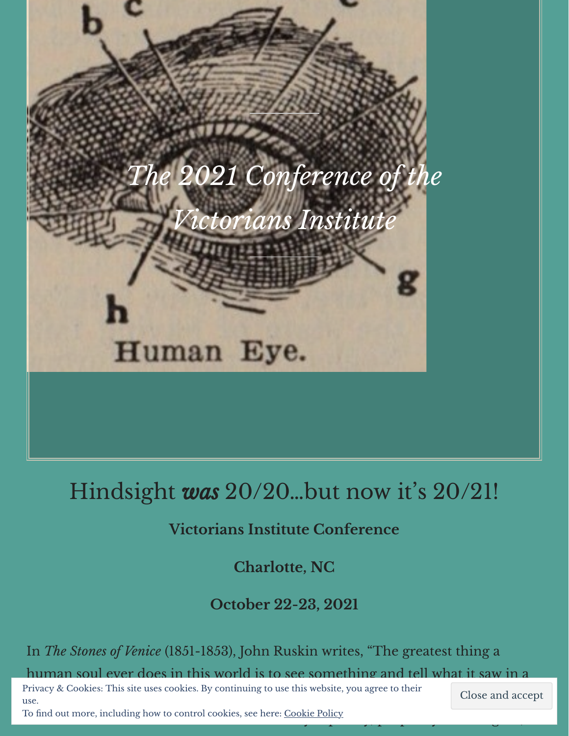# The 2021 Conference of the Victorians Institute

## Hindsight ***was*** 20/20…but now it's 20/21!

**Victorians Institute Conference**

**Charlotte, NC**

**October 22-23, 2021**

In *The Stones of Venice* (1851-1853), John Ruskin writes, "The greatest thing a human soul ever does in this world is to see something and tell what it saw in a

Privacy & Cookies: This site uses cookies. By continuing to use this website, you agree to their use.
To find out more, including how to control cookies, see here: Cookie Policy

Close and accept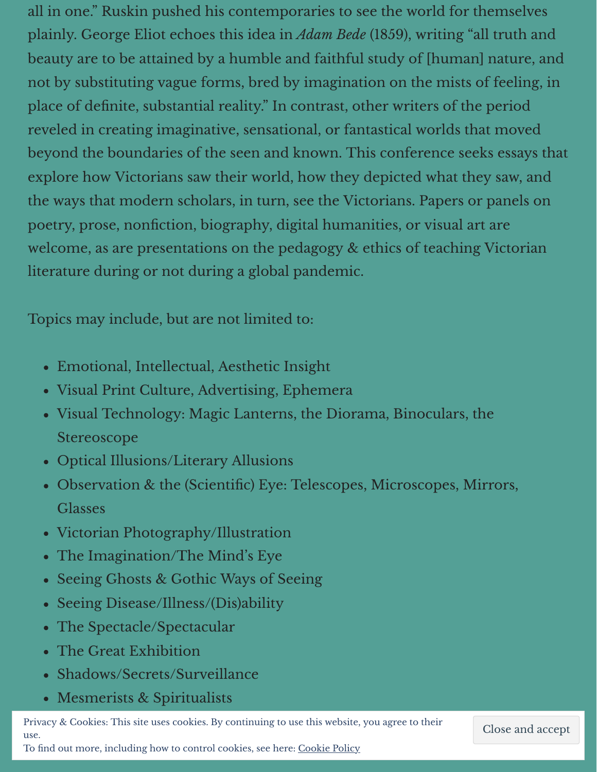all in one." Ruskin pushed his contemporaries to see the world for themselves plainly. George Eliot echoes this idea in *Adam Bede* (1859), writing "all truth and beauty are to be attained by a humble and faithful study of [human] nature, and not by substituting vague forms, bred by imagination on the mists of feeling, in place of definite, substantial reality." In contrast, other writers of the period reveled in creating imaginative, sensational, or fantastical worlds that moved beyond the boundaries of the seen and known. This conference seeks essays that explore how Victorians saw their world, how they depicted what they saw, and the ways that modern scholars, in turn, see the Victorians. Papers or panels on poetry, prose, nonfiction, biography, digital humanities, or visual art are welcome, as are presentations on the pedagogy & ethics of teaching Victorian literature during or not during a global pandemic.

Topics may include, but are not limited to:

- Emotional, Intellectual, Aesthetic Insight
- Visual Print Culture, Advertising, Ephemera
- Visual Technology: Magic Lanterns, the Diorama, Binoculars, the Stereoscope
- Optical Illusions/Literary Allusions
- Observation & the (Scientific) Eye: Telescopes, Microscopes, Mirrors, Glasses
- Victorian Photography/Illustration
- The Imagination/The Mind's Eye
- Seeing Ghosts & Gothic Ways of Seeing
- Seeing Disease/Illness/(Dis)ability
- The Spectacle/Spectacular
- The Great Exhibition
- Shadows/Secrets/Surveillance
- Mesmerists & Spiritualists

Privacy & Cookies: This site uses cookies. By continuing to use this website, you agree to their use.
To find out more, including how to control cookies, see here: Cookie Policy

Close and accept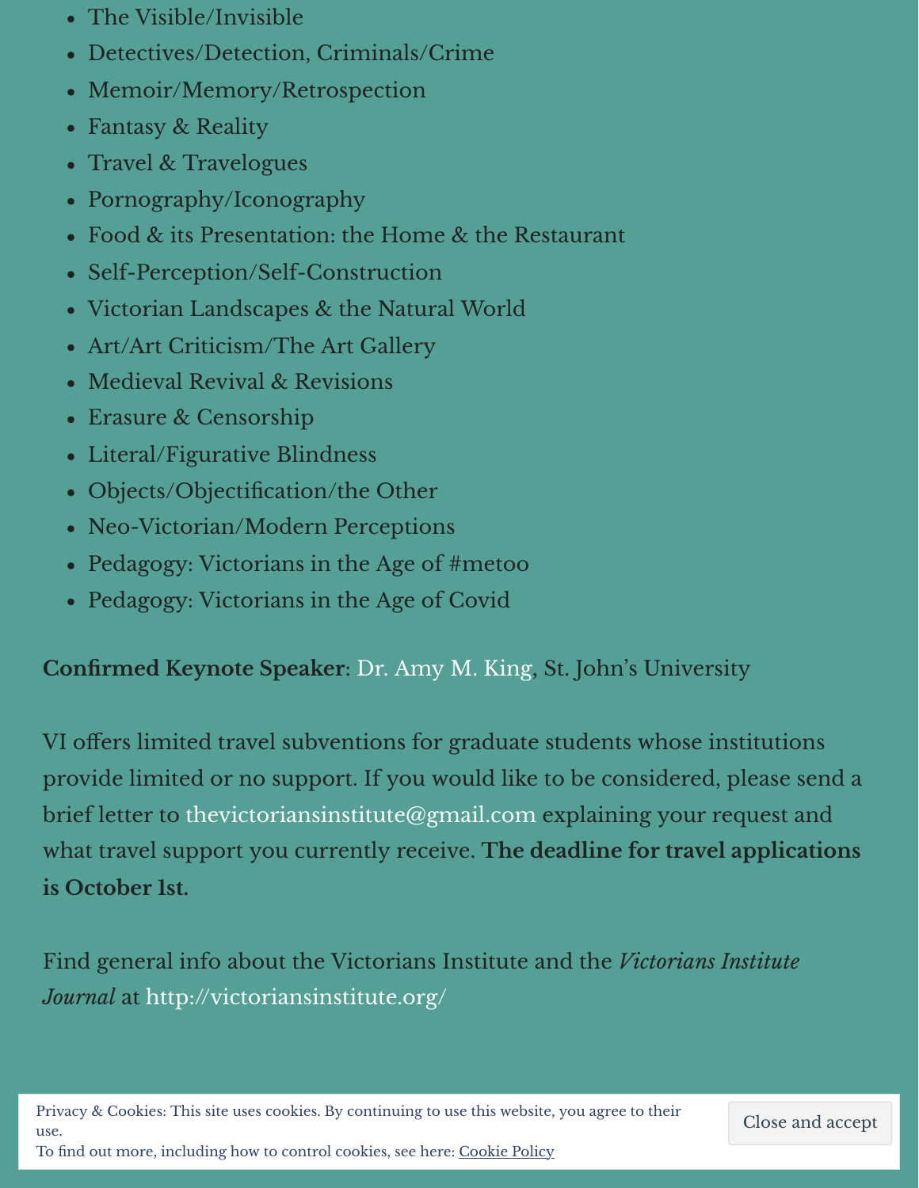- The Visible/Invisible
- Detectives/Detection, Criminals/Crime
- Memoir/Memory/Retrospection
- Fantasy & Reality
- Travel & Travelogues
- Pornography/Iconography
- Food & its Presentation: the Home & the Restaurant
- Self-Perception/Self-Construction
- Victorian Landscapes & the Natural World
- Art/Art Criticism/The Art Gallery
- Medieval Revival & Revisions
- Erasure & Censorship
- Literal/Figurative Blindness
- Objects/Objectification/the Other
- Neo-Victorian/Modern Perceptions
- Pedagogy: Victorians in the Age of #metoo
- Pedagogy: Victorians in the Age of Covid

**Confirmed Keynote Speaker**: Dr. Amy M. King, St. John's University

VI offers limited travel subventions for graduate students whose institutions provide limited or no support. If you would like to be considered, please send a brief letter to thevictoriansinstitute@gmail.com explaining your request and what travel support you currently receive. **The deadline for travel applications is October 1st.**

Find general info about the Victorians Institute and the *Victorians Institute Journal* at http://victoriansinstitute.org/

Privacy & Cookies: This site uses cookies. By continuing to use this website, you agree to their use.
To find out more, including how to control cookies, see here: Cookie Policy

Close and accept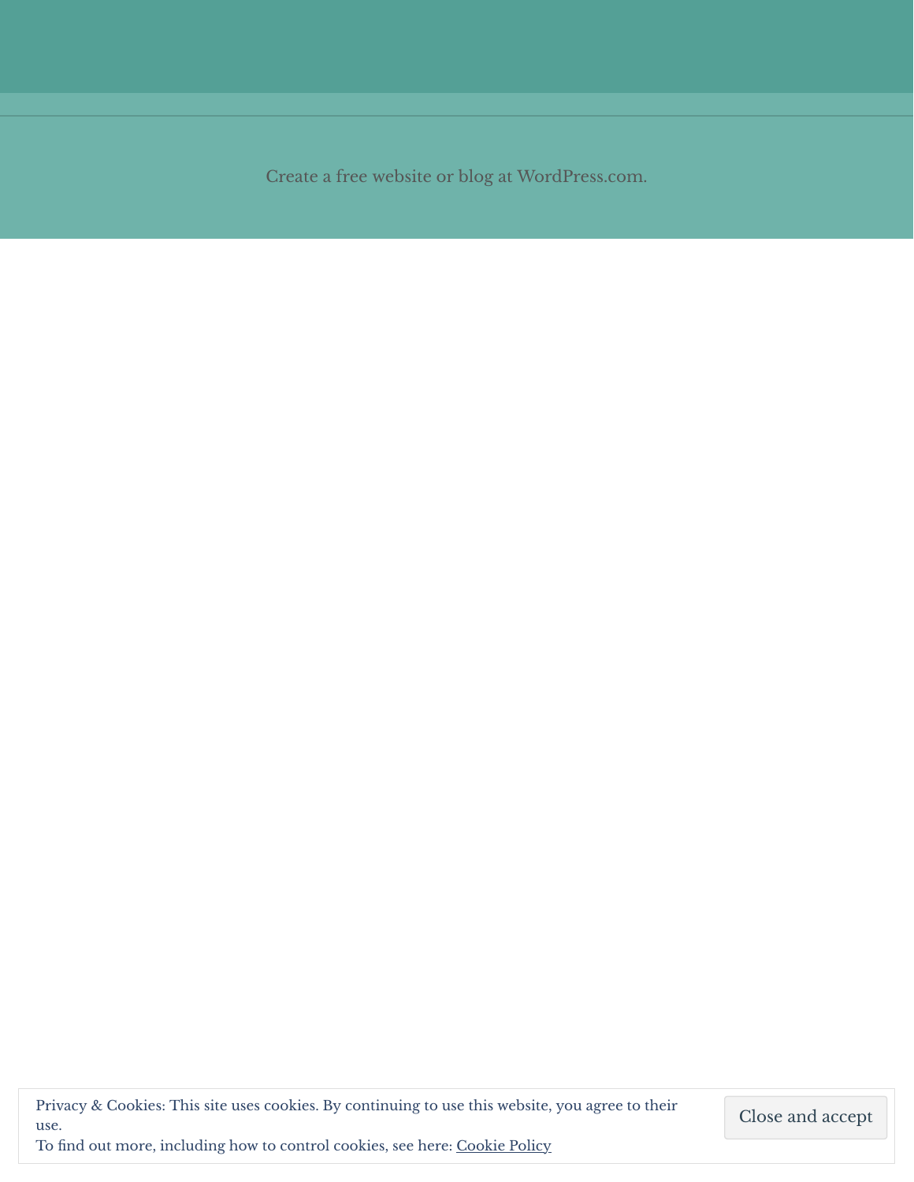Create a free website or blog at WordPress.com.

Privacy & Cookies: This site uses cookies. By continuing to use this website, you agree to their use.
To find out more, including how to control cookies, see here: Cookie Policy

Close and accept